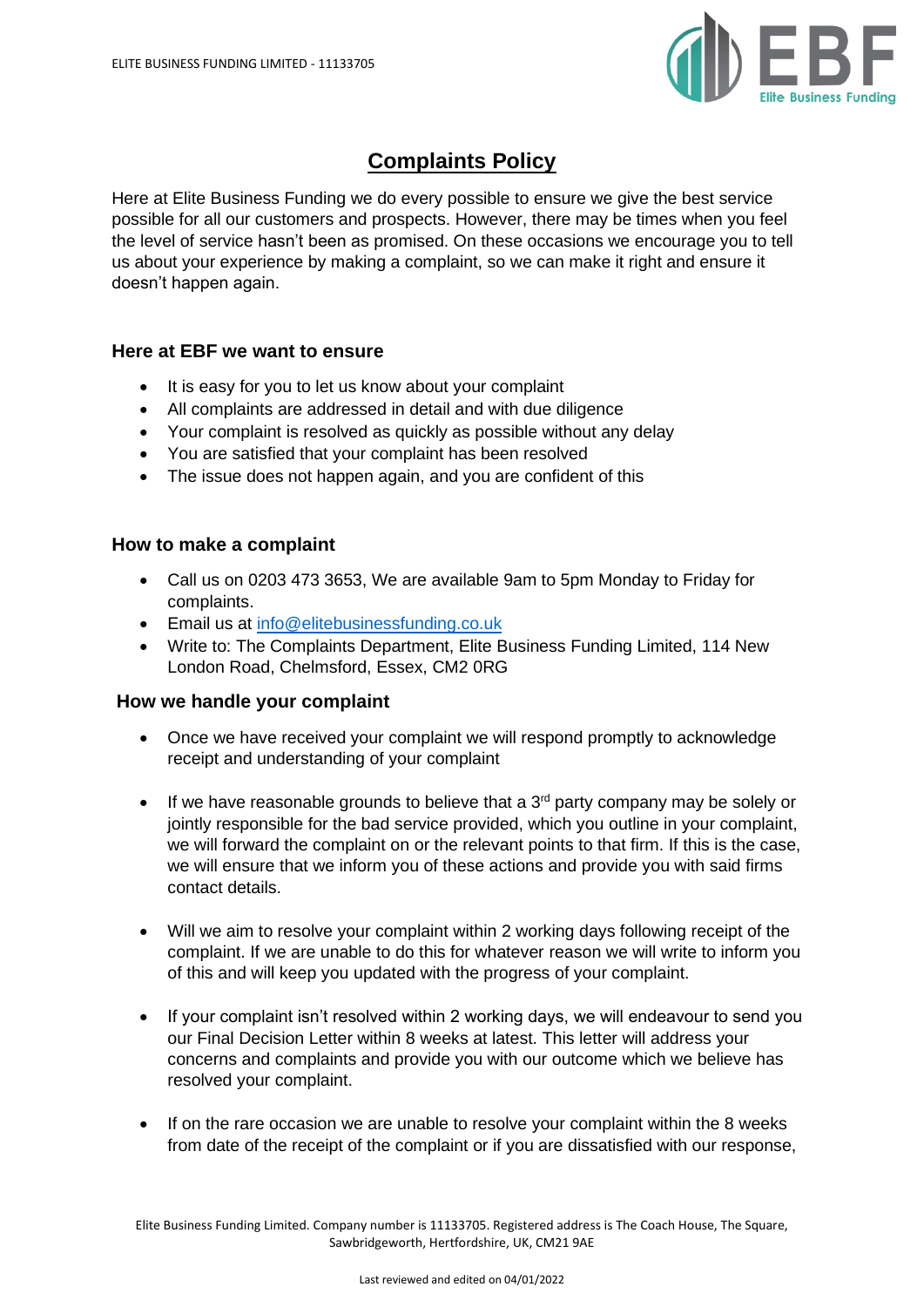# Complaints Policy

Here at Elite Business Funding we do every possible to ensure we give the best service possible for all our customers and prospects. However, there may be times when you feel the level of service hasn't been as promised. On these occasions we encourage you to tell us about your experience by making a complaint, so we can make it right and ensure it doesn't happen again.

### Here at EBF we want to ensure

- It is easy for you to let us know about your complaint
- All complaints are addressed in detail and with due diligence
- Your complaint is resolved as quickly as possible without any delay
- You are satisfied that your complaint has been resolved
- The issue does not happen again, and you are confident of this

### How to make a complaint

- Call us on 0203 473 3653, We are available 9am to 5pm Monday to Friday for complaints.
- Email us at info@elitebusinessfunding.co.uk
- Write to: The Complaints Department, Elite Business Funding Limited, 114 New London Road, Chelmsford, Essex, CM2 0RG

### How we handle your complaint

- Once we have received your complaint we will respond promptly to acknowledge receipt and understanding of your complaint

- If we have reasonable grounds to believe that a 3rd party company may be solely or jointly responsible for the bad service provided, which you outline in your complaint, we will forward the complaint on or the relevant points to that firm. If this is the case, we will ensure that we inform you of these actions and provide you with said firms contact details.

- Will we aim to resolve your complaint within 2 working days following receipt of the complaint. If we are unable to do this for whatever reason we will write to inform you of this and will keep you updated with the progress of your complaint.

- If your complaint isn't resolved within 2 working days, we will endeavour to send you our Final Decision Letter within 8 weeks at latest. This letter will address your concerns and complaints and provide you with our outcome which we believe has resolved your complaint.

- If on the rare occasion we are unable to resolve your complaint within the 8 weeks from date of the receipt of the complaint or if you are dissatisfied with our response,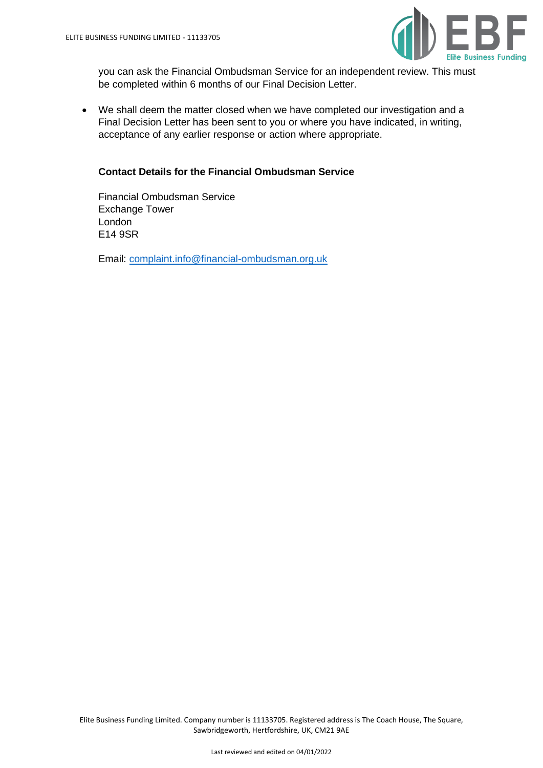you can ask the Financial Ombudsman Service for an independent review. This must be completed within 6 months of our Final Decision Letter.

- We shall deem the matter closed when we have completed our investigation and a Final Decision Letter has been sent to you or where you have indicated, in writing, acceptance of any earlier response or action where appropriate.

**Contact Details for the Financial Ombudsman Service**

Financial Ombudsman Service
Exchange Tower
London
E14 9SR

Email: [complaint.info@financial-ombudsman.org.uk](mailto:complaint.info@financial-ombudsman.org.uk)

Elite Business Funding Limited. Company number is 11133705. Registered address is The Coach House, The Square, Sawbridgeworth, Hertfordshire, UK, CM21 9AE

Last reviewed and edited on 04/01/2022